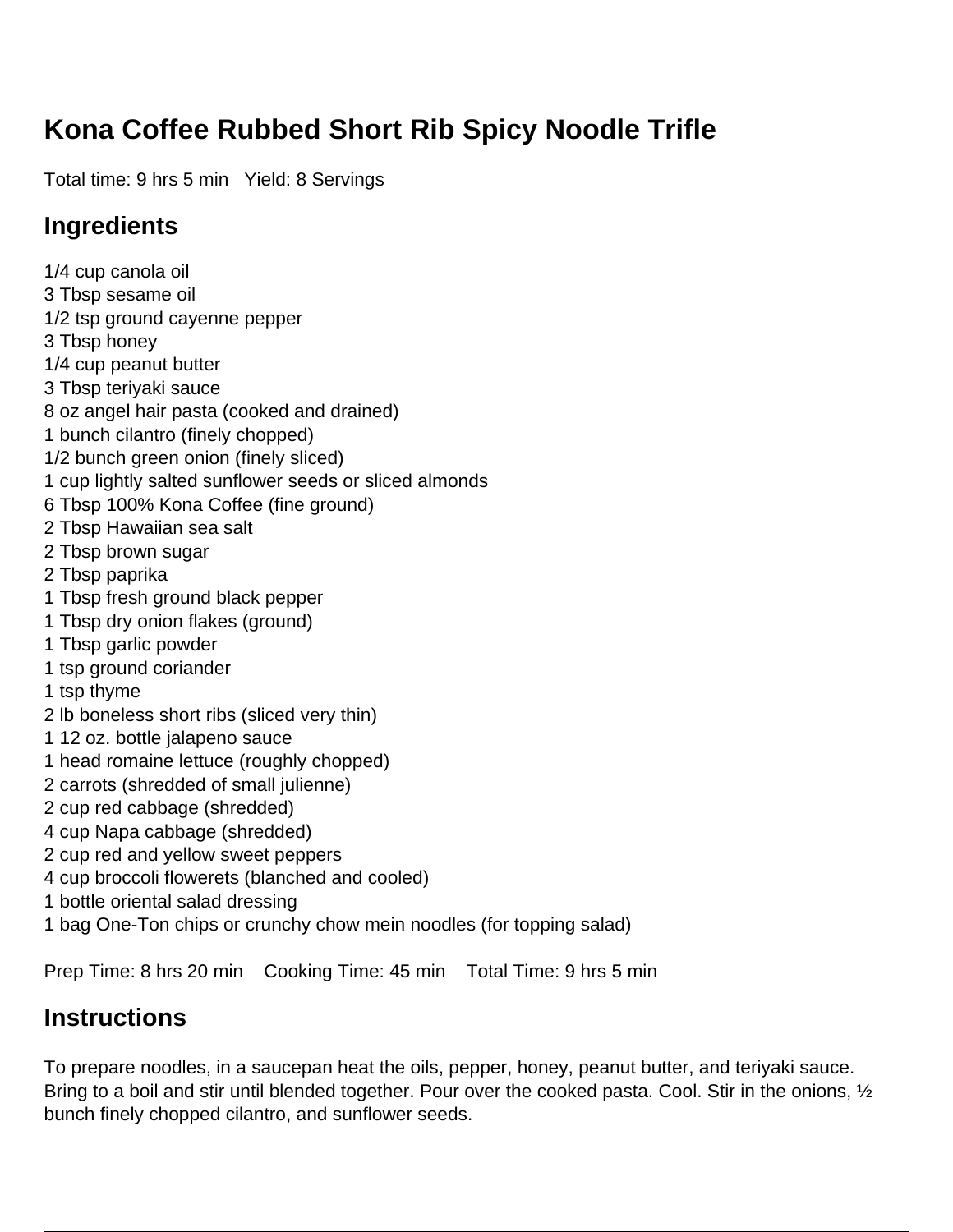# Kona Coffee Rubbed Short Rib Spicy Noodle Trifle

Total time: 9 hrs 5 min   Yield: 8 Servings

## Ingredients

1/4 cup canola oil
3 Tbsp sesame oil
1/2 tsp ground cayenne pepper
3 Tbsp honey
1/4 cup peanut butter
3 Tbsp teriyaki sauce
8 oz angel hair pasta (cooked and drained)
1 bunch cilantro (finely chopped)
1/2 bunch green onion (finely sliced)
1 cup lightly salted sunflower seeds or sliced almonds
6 Tbsp 100% Kona Coffee (fine ground)
2 Tbsp Hawaiian sea salt
2 Tbsp brown sugar
2 Tbsp paprika
1 Tbsp fresh ground black pepper
1 Tbsp dry onion flakes (ground)
1 Tbsp garlic powder
1 tsp ground coriander
1 tsp thyme
2 lb boneless short ribs (sliced very thin)
1 12 oz. bottle jalapeno sauce
1 head romaine lettuce (roughly chopped)
2 carrots (shredded of small julienne)
2 cup red cabbage (shredded)
4 cup Napa cabbage (shredded)
2 cup red and yellow sweet peppers
4 cup broccoli flowerets (blanched and cooled)
1 bottle oriental salad dressing
1 bag One-Ton chips or crunchy chow mein noodles (for topping salad)

Prep Time: 8 hrs 20 min    Cooking Time: 45 min    Total Time: 9 hrs 5 min

## Instructions

To prepare noodles, in a saucepan heat the oils, pepper, honey, peanut butter, and teriyaki sauce. Bring to a boil and stir until blended together. Pour over the cooked pasta. Cool. Stir in the onions, ½ bunch finely chopped cilantro, and sunflower seeds.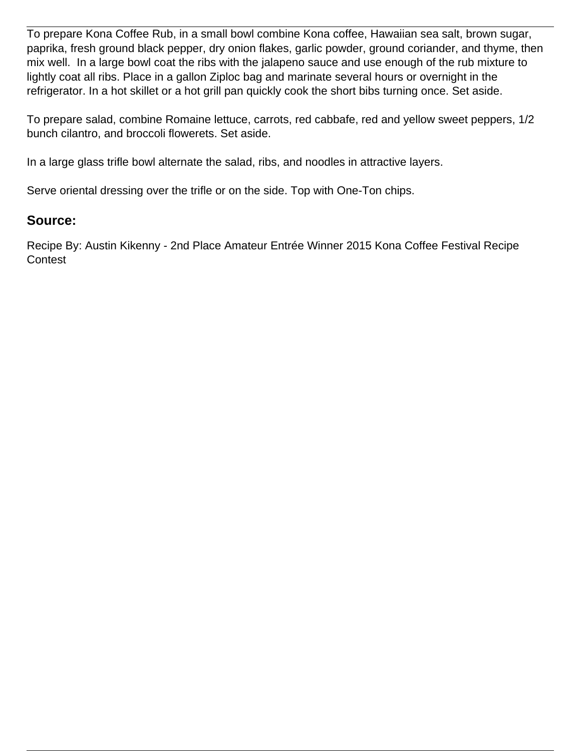To prepare Kona Coffee Rub, in a small bowl combine Kona coffee, Hawaiian sea salt, brown sugar, paprika, fresh ground black pepper, dry onion flakes, garlic powder, ground coriander, and thyme, then mix well.  In a large bowl coat the ribs with the jalapeno sauce and use enough of the rub mixture to lightly coat all ribs. Place in a gallon Ziploc bag and marinate several hours or overnight in the refrigerator. In a hot skillet or a hot grill pan quickly cook the short bibs turning once. Set aside.

To prepare salad, combine Romaine lettuce, carrots, red cabbafe, red and yellow sweet peppers, 1/2 bunch cilantro, and broccoli flowerets. Set aside.

In a large glass trifle bowl alternate the salad, ribs, and noodles in attractive layers.

Serve oriental dressing over the trifle or on the side. Top with One-Ton chips.

## Source:

Recipe By: Austin Kikenny - 2nd Place Amateur Entrée Winner 2015 Kona Coffee Festival Recipe Contest